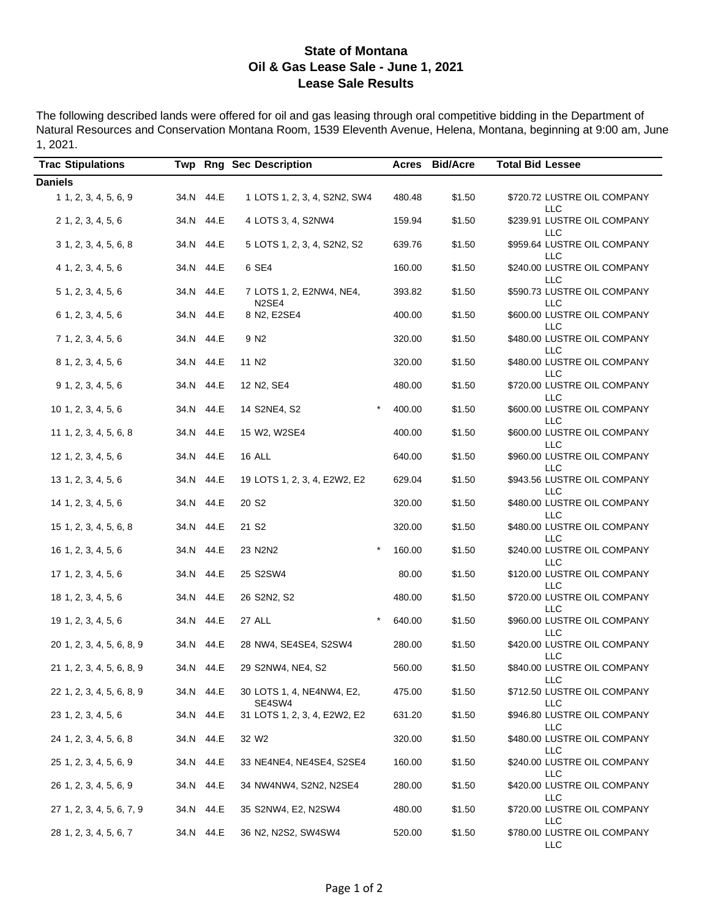**State of Montana**
**Oil & Gas Lease Sale - June 1, 2021**
**Lease Sale Results**

The following described lands were offered for oil and gas leasing through oral competitive bidding in the Department of Natural Resources and Conservation Montana Room, 1539 Eleventh Avenue, Helena, Montana, beginning at 9:00 am, June 1, 2021.

| Trac | Stipulations | Twp | Rng | Sec | Description | | Acres | Bid/Acre | Total Bid | Lessee |
|---|---|---|---|---|---|---|---|---|---|---|
| **Daniels** | | | | | | | | | | |
| 1 | 1, 2, 3, 4, 5, 6, 9 | 34.N | 44.E | 1 | LOTS 1, 2, 3, 4, S2N2, SW4 | | 480.48 | $1.50 | $720.72 | LUSTRE OIL COMPANY LLC |
| 2 | 1, 2, 3, 4, 5, 6 | 34.N | 44.E | 4 | LOTS 3, 4, S2NW4 | | 159.94 | $1.50 | $239.91 | LUSTRE OIL COMPANY LLC |
| 3 | 1, 2, 3, 4, 5, 6, 8 | 34.N | 44.E | 5 | LOTS 1, 2, 3, 4, S2N2, S2 | | 639.76 | $1.50 | $959.64 | LUSTRE OIL COMPANY LLC |
| 4 | 1, 2, 3, 4, 5, 6 | 34.N | 44.E | 6 | SE4 | | 160.00 | $1.50 | $240.00 | LUSTRE OIL COMPANY LLC |
| 5 | 1, 2, 3, 4, 5, 6 | 34.N | 44.E | 7 | LOTS 1, 2, E2NW4, NE4, N2SE4 | | 393.82 | $1.50 | $590.73 | LUSTRE OIL COMPANY LLC |
| 6 | 1, 2, 3, 4, 5, 6 | 34.N | 44.E | 8 | N2, E2SE4 | | 400.00 | $1.50 | $600.00 | LUSTRE OIL COMPANY LLC |
| 7 | 1, 2, 3, 4, 5, 6 | 34.N | 44.E | 9 | N2 | | 320.00 | $1.50 | $480.00 | LUSTRE OIL COMPANY LLC |
| 8 | 1, 2, 3, 4, 5, 6 | 34.N | 44.E | 11 | N2 | | 320.00 | $1.50 | $480.00 | LUSTRE OIL COMPANY LLC |
| 9 | 1, 2, 3, 4, 5, 6 | 34.N | 44.E | 12 | N2, SE4 | | 480.00 | $1.50 | $720.00 | LUSTRE OIL COMPANY LLC |
| 10 | 1, 2, 3, 4, 5, 6 | 34.N | 44.E | 14 | S2NE4, S2 | * | 400.00 | $1.50 | $600.00 | LUSTRE OIL COMPANY LLC |
| 11 | 1, 2, 3, 4, 5, 6, 8 | 34.N | 44.E | 15 | W2, W2SE4 | | 400.00 | $1.50 | $600.00 | LUSTRE OIL COMPANY LLC |
| 12 | 1, 2, 3, 4, 5, 6 | 34.N | 44.E | 16 | ALL | | 640.00 | $1.50 | $960.00 | LUSTRE OIL COMPANY LLC |
| 13 | 1, 2, 3, 4, 5, 6 | 34.N | 44.E | 19 | LOTS 1, 2, 3, 4, E2W2, E2 | | 629.04 | $1.50 | $943.56 | LUSTRE OIL COMPANY LLC |
| 14 | 1, 2, 3, 4, 5, 6 | 34.N | 44.E | 20 | S2 | | 320.00 | $1.50 | $480.00 | LUSTRE OIL COMPANY LLC |
| 15 | 1, 2, 3, 4, 5, 6, 8 | 34.N | 44.E | 21 | S2 | | 320.00 | $1.50 | $480.00 | LUSTRE OIL COMPANY LLC |
| 16 | 1, 2, 3, 4, 5, 6 | 34.N | 44.E | 23 | N2N2 | * | 160.00 | $1.50 | $240.00 | LUSTRE OIL COMPANY LLC |
| 17 | 1, 2, 3, 4, 5, 6 | 34.N | 44.E | 25 | S2SW4 | | 80.00 | $1.50 | $120.00 | LUSTRE OIL COMPANY LLC |
| 18 | 1, 2, 3, 4, 5, 6 | 34.N | 44.E | 26 | S2N2, S2 | | 480.00 | $1.50 | $720.00 | LUSTRE OIL COMPANY LLC |
| 19 | 1, 2, 3, 4, 5, 6 | 34.N | 44.E | 27 | ALL | * | 640.00 | $1.50 | $960.00 | LUSTRE OIL COMPANY LLC |
| 20 | 1, 2, 3, 4, 5, 6, 8, 9 | 34.N | 44.E | 28 | NW4, SE4SE4, S2SW4 | | 280.00 | $1.50 | $420.00 | LUSTRE OIL COMPANY LLC |
| 21 | 1, 2, 3, 4, 5, 6, 8, 9 | 34.N | 44.E | 29 | S2NW4, NE4, S2 | | 560.00 | $1.50 | $840.00 | LUSTRE OIL COMPANY LLC |
| 22 | 1, 2, 3, 4, 5, 6, 8, 9 | 34.N | 44.E | 30 | LOTS 1, 4, NE4NW4, E2, SE4SW4 | | 475.00 | $1.50 | $712.50 | LUSTRE OIL COMPANY LLC |
| 23 | 1, 2, 3, 4, 5, 6 | 34.N | 44.E | 31 | LOTS 1, 2, 3, 4, E2W2, E2 | | 631.20 | $1.50 | $946.80 | LUSTRE OIL COMPANY LLC |
| 24 | 1, 2, 3, 4, 5, 6, 8 | 34.N | 44.E | 32 | W2 | | 320.00 | $1.50 | $480.00 | LUSTRE OIL COMPANY LLC |
| 25 | 1, 2, 3, 4, 5, 6, 9 | 34.N | 44.E | 33 | NE4NE4, NE4SE4, S2SE4 | | 160.00 | $1.50 | $240.00 | LUSTRE OIL COMPANY LLC |
| 26 | 1, 2, 3, 4, 5, 6, 9 | 34.N | 44.E | 34 | NW4NW4, S2N2, N2SE4 | | 280.00 | $1.50 | $420.00 | LUSTRE OIL COMPANY LLC |
| 27 | 1, 2, 3, 4, 5, 6, 7, 9 | 34.N | 44.E | 35 | S2NW4, E2, N2SW4 | | 480.00 | $1.50 | $720.00 | LUSTRE OIL COMPANY LLC |
| 28 | 1, 2, 3, 4, 5, 6, 7 | 34.N | 44.E | 36 | N2, N2S2, SW4SW4 | | 520.00 | $1.50 | $780.00 | LUSTRE OIL COMPANY LLC |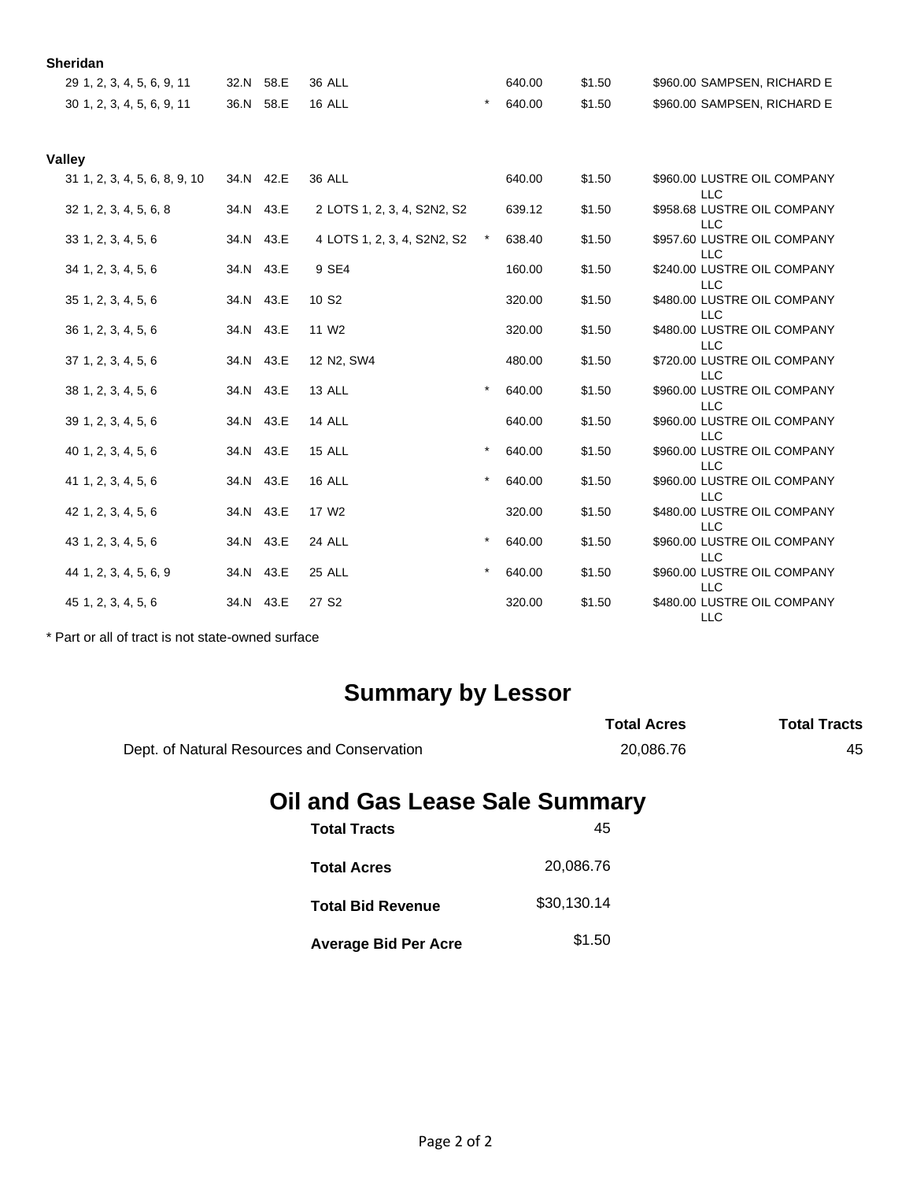**Sheridan**

| Tract | Stipulations | Twp | Rng | Sec | Description | | Acres | Bid/Acre | Total Bid | Lessee |
|---|---|---|---|---|---|---|---|---|---|---|
| 29 | 1, 2, 3, 4, 5, 6, 9, 11 | 32.N | 58.E | 36 | ALL | | 640.00 | $1.50 | $960.00 | SAMPSEN, RICHARD E |
| 30 | 1, 2, 3, 4, 5, 6, 9, 11 | 36.N | 58.E | 16 | ALL | * | 640.00 | $1.50 | $960.00 | SAMPSEN, RICHARD E |

**Valley**

| Tract | Stipulations | Twp | Rng | Sec | Description | | Acres | Bid/Acre | Total Bid | Lessee |
|---|---|---|---|---|---|---|---|---|---|---|
| 31 | 1, 2, 3, 4, 5, 6, 8, 9, 10 | 34.N | 42.E | 36 | ALL | | 640.00 | $1.50 | $960.00 | LUSTRE OIL COMPANY LLC |
| 32 | 1, 2, 3, 4, 5, 6, 8 | 34.N | 43.E | 2 | LOTS 1, 2, 3, 4, S2N2, S2 | | 639.12 | $1.50 | $958.68 | LUSTRE OIL COMPANY LLC |
| 33 | 1, 2, 3, 4, 5, 6 | 34.N | 43.E | 4 | LOTS 1, 2, 3, 4, S2N2, S2 | * | 638.40 | $1.50 | $957.60 | LUSTRE OIL COMPANY LLC |
| 34 | 1, 2, 3, 4, 5, 6 | 34.N | 43.E | 9 | SE4 | | 160.00 | $1.50 | $240.00 | LUSTRE OIL COMPANY LLC |
| 35 | 1, 2, 3, 4, 5, 6 | 34.N | 43.E | 10 | S2 | | 320.00 | $1.50 | $480.00 | LUSTRE OIL COMPANY LLC |
| 36 | 1, 2, 3, 4, 5, 6 | 34.N | 43.E | 11 | W2 | | 320.00 | $1.50 | $480.00 | LUSTRE OIL COMPANY LLC |
| 37 | 1, 2, 3, 4, 5, 6 | 34.N | 43.E | 12 | N2, SW4 | | 480.00 | $1.50 | $720.00 | LUSTRE OIL COMPANY LLC |
| 38 | 1, 2, 3, 4, 5, 6 | 34.N | 43.E | 13 | ALL | * | 640.00 | $1.50 | $960.00 | LUSTRE OIL COMPANY LLC |
| 39 | 1, 2, 3, 4, 5, 6 | 34.N | 43.E | 14 | ALL | | 640.00 | $1.50 | $960.00 | LUSTRE OIL COMPANY LLC |
| 40 | 1, 2, 3, 4, 5, 6 | 34.N | 43.E | 15 | ALL | * | 640.00 | $1.50 | $960.00 | LUSTRE OIL COMPANY LLC |
| 41 | 1, 2, 3, 4, 5, 6 | 34.N | 43.E | 16 | ALL | * | 640.00 | $1.50 | $960.00 | LUSTRE OIL COMPANY LLC |
| 42 | 1, 2, 3, 4, 5, 6 | 34.N | 43.E | 17 | W2 | | 320.00 | $1.50 | $480.00 | LUSTRE OIL COMPANY LLC |
| 43 | 1, 2, 3, 4, 5, 6 | 34.N | 43.E | 24 | ALL | * | 640.00 | $1.50 | $960.00 | LUSTRE OIL COMPANY LLC |
| 44 | 1, 2, 3, 4, 5, 6, 9 | 34.N | 43.E | 25 | ALL | * | 640.00 | $1.50 | $960.00 | LUSTRE OIL COMPANY LLC |
| 45 | 1, 2, 3, 4, 5, 6 | 34.N | 43.E | 27 | S2 | | 320.00 | $1.50 | $480.00 | LUSTRE OIL COMPANY LLC |

* Part or all of tract is not state-owned surface

## Summary by Lessor

| | Total Acres | Total Tracts |
|---|---|---|
| Dept. of Natural Resources and Conservation | 20,086.76 | 45 |

## Oil and Gas Lease Sale Summary

| | |
|---|---|
| **Total Tracts** | 45 |
| **Total Acres** | 20,086.76 |
| **Total Bid Revenue** | $30,130.14 |
| **Average Bid Per Acre** | $1.50 |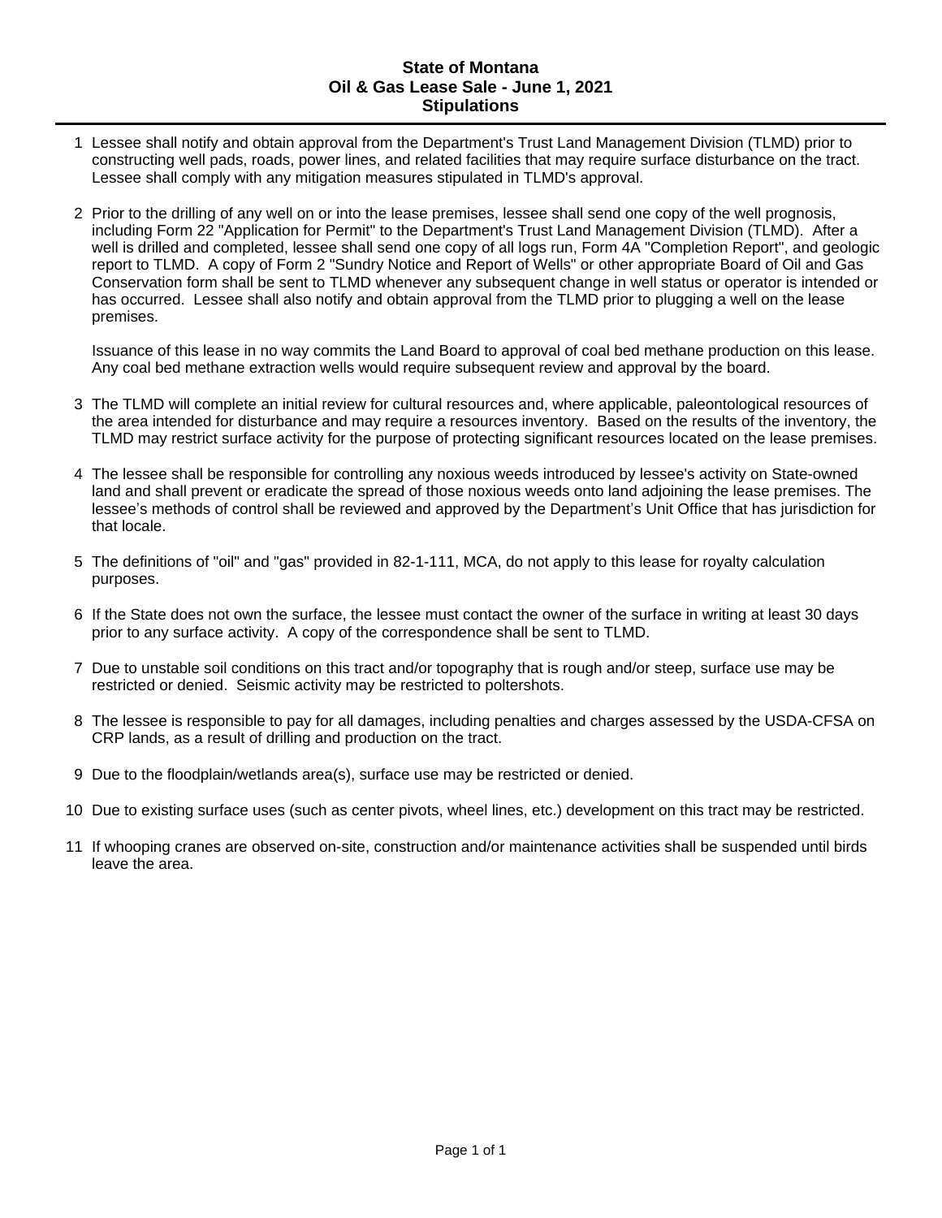# State of Montana
## Oil & Gas Lease Sale - June 1, 2021
## Stipulations

1. Lessee shall notify and obtain approval from the Department's Trust Land Management Division (TLMD) prior to constructing well pads, roads, power lines, and related facilities that may require surface disturbance on the tract. Lessee shall comply with any mitigation measures stipulated in TLMD's approval.

2. Prior to the drilling of any well on or into the lease premises, lessee shall send one copy of the well prognosis, including Form 22 "Application for Permit" to the Department's Trust Land Management Division (TLMD). After a well is drilled and completed, lessee shall send one copy of all logs run, Form 4A "Completion Report", and geologic report to TLMD. A copy of Form 2 "Sundry Notice and Report of Wells" or other appropriate Board of Oil and Gas Conservation form shall be sent to TLMD whenever any subsequent change in well status or operator is intended or has occurred. Lessee shall also notify and obtain approval from the TLMD prior to plugging a well on the lease premises.

   Issuance of this lease in no way commits the Land Board to approval of coal bed methane production on this lease. Any coal bed methane extraction wells would require subsequent review and approval by the board.

3. The TLMD will complete an initial review for cultural resources and, where applicable, paleontological resources of the area intended for disturbance and may require a resources inventory. Based on the results of the inventory, the TLMD may restrict surface activity for the purpose of protecting significant resources located on the lease premises.

4. The lessee shall be responsible for controlling any noxious weeds introduced by lessee's activity on State-owned land and shall prevent or eradicate the spread of those noxious weeds onto land adjoining the lease premises. The lessee's methods of control shall be reviewed and approved by the Department's Unit Office that has jurisdiction for that locale.

5. The definitions of "oil" and "gas" provided in 82-1-111, MCA, do not apply to this lease for royalty calculation purposes.

6. If the State does not own the surface, the lessee must contact the owner of the surface in writing at least 30 days prior to any surface activity. A copy of the correspondence shall be sent to TLMD.

7. Due to unstable soil conditions on this tract and/or topography that is rough and/or steep, surface use may be restricted or denied. Seismic activity may be restricted to poltershots.

8. The lessee is responsible to pay for all damages, including penalties and charges assessed by the USDA-CFSA on CRP lands, as a result of drilling and production on the tract.

9. Due to the floodplain/wetlands area(s), surface use may be restricted or denied.

10. Due to existing surface uses (such as center pivots, wheel lines, etc.) development on this tract may be restricted.

11. If whooping cranes are observed on-site, construction and/or maintenance activities shall be suspended until birds leave the area.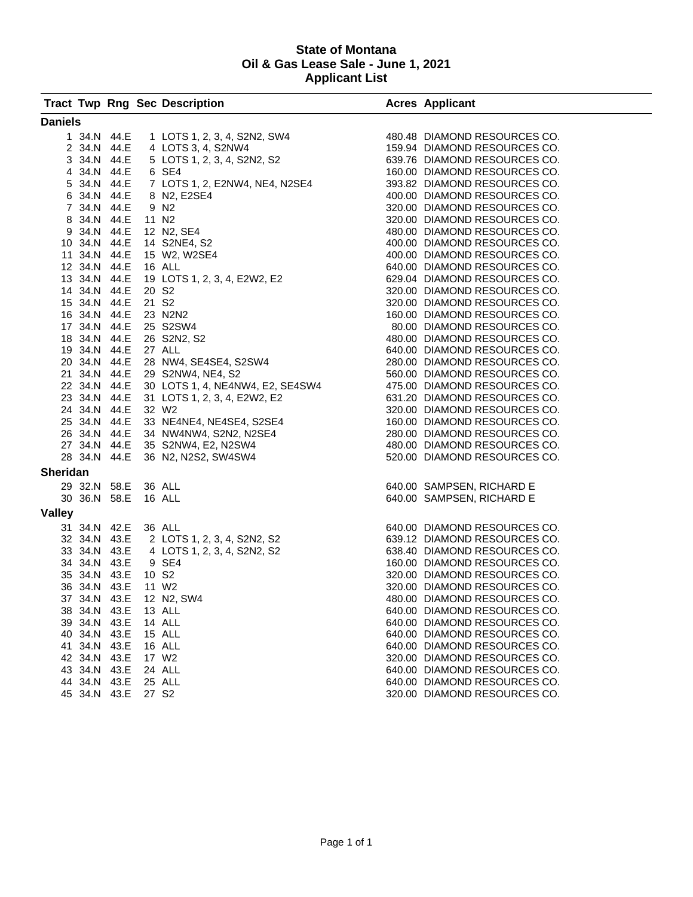# State of Montana
## Oil & Gas Lease Sale - June 1, 2021
## Applicant List

| Tract | Twp | Rng | Sec | Description | Acres | Applicant |
|---|---|---|---|---|---|---|
| **Daniels** | | | | | | |
| 1 | 34.N | 44.E | 1 | LOTS 1, 2, 3, 4, S2N2, SW4 | 480.48 | DIAMOND RESOURCES CO. |
| 2 | 34.N | 44.E | 4 | LOTS 3, 4, S2NW4 | 159.94 | DIAMOND RESOURCES CO. |
| 3 | 34.N | 44.E | 5 | LOTS 1, 2, 3, 4, S2N2, S2 | 639.76 | DIAMOND RESOURCES CO. |
| 4 | 34.N | 44.E | 6 | SE4 | 160.00 | DIAMOND RESOURCES CO. |
| 5 | 34.N | 44.E | 7 | LOTS 1, 2, E2NW4, NE4, N2SE4 | 393.82 | DIAMOND RESOURCES CO. |
| 6 | 34.N | 44.E | 8 | N2, E2SE4 | 400.00 | DIAMOND RESOURCES CO. |
| 7 | 34.N | 44.E | 9 | N2 | 320.00 | DIAMOND RESOURCES CO. |
| 8 | 34.N | 44.E | 11 | N2 | 320.00 | DIAMOND RESOURCES CO. |
| 9 | 34.N | 44.E | 12 | N2, SE4 | 480.00 | DIAMOND RESOURCES CO. |
| 10 | 34.N | 44.E | 14 | S2NE4, S2 | 400.00 | DIAMOND RESOURCES CO. |
| 11 | 34.N | 44.E | 15 | W2, W2SE4 | 400.00 | DIAMOND RESOURCES CO. |
| 12 | 34.N | 44.E | 16 | ALL | 640.00 | DIAMOND RESOURCES CO. |
| 13 | 34.N | 44.E | 19 | LOTS 1, 2, 3, 4, E2W2, E2 | 629.04 | DIAMOND RESOURCES CO. |
| 14 | 34.N | 44.E | 20 | S2 | 320.00 | DIAMOND RESOURCES CO. |
| 15 | 34.N | 44.E | 21 | S2 | 320.00 | DIAMOND RESOURCES CO. |
| 16 | 34.N | 44.E | 23 | N2N2 | 160.00 | DIAMOND RESOURCES CO. |
| 17 | 34.N | 44.E | 25 | S2SW4 | 80.00 | DIAMOND RESOURCES CO. |
| 18 | 34.N | 44.E | 26 | S2N2, S2 | 480.00 | DIAMOND RESOURCES CO. |
| 19 | 34.N | 44.E | 27 | ALL | 640.00 | DIAMOND RESOURCES CO. |
| 20 | 34.N | 44.E | 28 | NW4, SE4SE4, S2SW4 | 280.00 | DIAMOND RESOURCES CO. |
| 21 | 34.N | 44.E | 29 | S2NW4, NE4, S2 | 560.00 | DIAMOND RESOURCES CO. |
| 22 | 34.N | 44.E | 30 | LOTS 1, 4, NE4NW4, E2, SE4SW4 | 475.00 | DIAMOND RESOURCES CO. |
| 23 | 34.N | 44.E | 31 | LOTS 1, 2, 3, 4, E2W2, E2 | 631.20 | DIAMOND RESOURCES CO. |
| 24 | 34.N | 44.E | 32 | W2 | 320.00 | DIAMOND RESOURCES CO. |
| 25 | 34.N | 44.E | 33 | NE4NE4, NE4SE4, S2SE4 | 160.00 | DIAMOND RESOURCES CO. |
| 26 | 34.N | 44.E | 34 | NW4NW4, S2N2, N2SE4 | 280.00 | DIAMOND RESOURCES CO. |
| 27 | 34.N | 44.E | 35 | S2NW4, E2, N2SW4 | 480.00 | DIAMOND RESOURCES CO. |
| 28 | 34.N | 44.E | 36 | N2, N2S2, SW4SW4 | 520.00 | DIAMOND RESOURCES CO. |
| **Sheridan** | | | | | | |
| 29 | 32.N | 58.E | 36 | ALL | 640.00 | SAMPSEN, RICHARD E |
| 30 | 36.N | 58.E | 16 | ALL | 640.00 | SAMPSEN, RICHARD E |
| **Valley** | | | | | | |
| 31 | 34.N | 42.E | 36 | ALL | 640.00 | DIAMOND RESOURCES CO. |
| 32 | 34.N | 43.E | 2 | LOTS 1, 2, 3, 4, S2N2, S2 | 639.12 | DIAMOND RESOURCES CO. |
| 33 | 34.N | 43.E | 4 | LOTS 1, 2, 3, 4, S2N2, S2 | 638.40 | DIAMOND RESOURCES CO. |
| 34 | 34.N | 43.E | 9 | SE4 | 160.00 | DIAMOND RESOURCES CO. |
| 35 | 34.N | 43.E | 10 | S2 | 320.00 | DIAMOND RESOURCES CO. |
| 36 | 34.N | 43.E | 11 | W2 | 320.00 | DIAMOND RESOURCES CO. |
| 37 | 34.N | 43.E | 12 | N2, SW4 | 480.00 | DIAMOND RESOURCES CO. |
| 38 | 34.N | 43.E | 13 | ALL | 640.00 | DIAMOND RESOURCES CO. |
| 39 | 34.N | 43.E | 14 | ALL | 640.00 | DIAMOND RESOURCES CO. |
| 40 | 34.N | 43.E | 15 | ALL | 640.00 | DIAMOND RESOURCES CO. |
| 41 | 34.N | 43.E | 16 | ALL | 640.00 | DIAMOND RESOURCES CO. |
| 42 | 34.N | 43.E | 17 | W2 | 320.00 | DIAMOND RESOURCES CO. |
| 43 | 34.N | 43.E | 24 | ALL | 640.00 | DIAMOND RESOURCES CO. |
| 44 | 34.N | 43.E | 25 | ALL | 640.00 | DIAMOND RESOURCES CO. |
| 45 | 34.N | 43.E | 27 | S2 | 320.00 | DIAMOND RESOURCES CO. |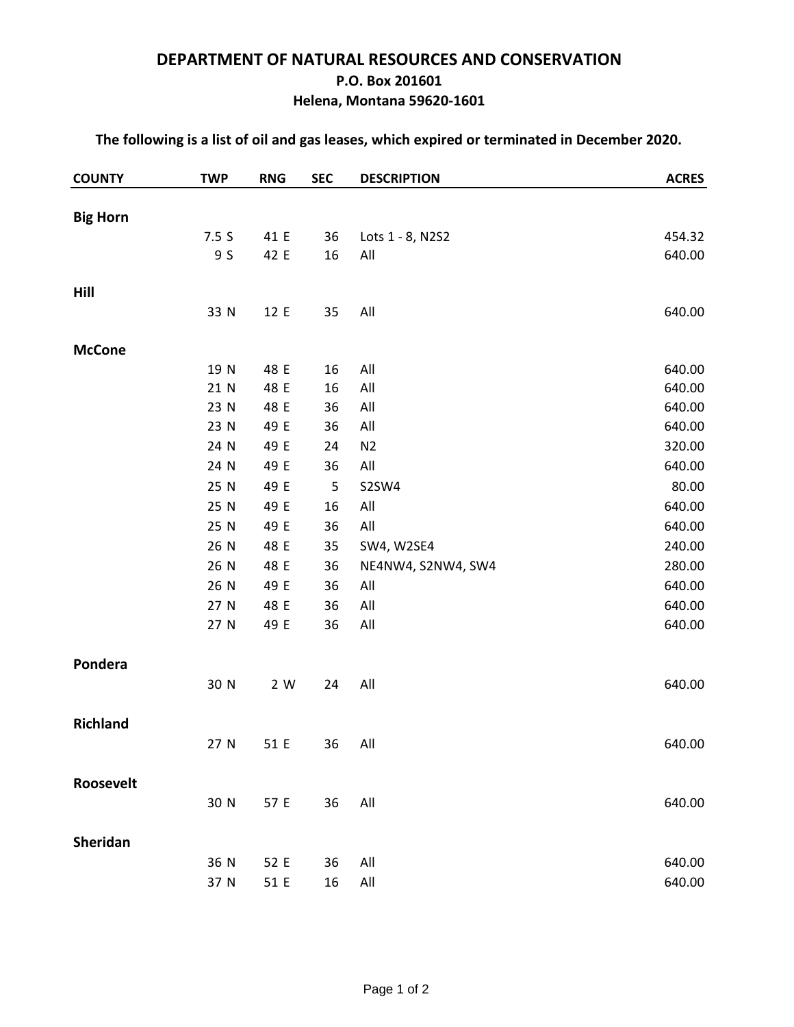## DEPARTMENT OF NATURAL RESOURCES AND CONSERVATION

**P.O. Box 201601**

**Helena, Montana 59620-1601**

**The following is a list of oil and gas leases, which expired or terminated in December 2020.**

| COUNTY | TWP | RNG | SEC | DESCRIPTION | ACRES |
|---|---|---|---|---|---|
| **Big Horn** | | | | | |
| | 7.5 S | 41 E | 36 | Lots 1 - 8, N2S2 | 454.32 |
| | 9 S | 42 E | 16 | All | 640.00 |
| **Hill** | | | | | |
| | 33 N | 12 E | 35 | All | 640.00 |
| **McCone** | | | | | |
| | 19 N | 48 E | 16 | All | 640.00 |
| | 21 N | 48 E | 16 | All | 640.00 |
| | 23 N | 48 E | 36 | All | 640.00 |
| | 23 N | 49 E | 36 | All | 640.00 |
| | 24 N | 49 E | 24 | N2 | 320.00 |
| | 24 N | 49 E | 36 | All | 640.00 |
| | 25 N | 49 E | 5 | S2SW4 | 80.00 |
| | 25 N | 49 E | 16 | All | 640.00 |
| | 25 N | 49 E | 36 | All | 640.00 |
| | 26 N | 48 E | 35 | SW4, W2SE4 | 240.00 |
| | 26 N | 48 E | 36 | NE4NW4, S2NW4, SW4 | 280.00 |
| | 26 N | 49 E | 36 | All | 640.00 |
| | 27 N | 48 E | 36 | All | 640.00 |
| | 27 N | 49 E | 36 | All | 640.00 |
| **Pondera** | | | | | |
| | 30 N | 2 W | 24 | All | 640.00 |
| **Richland** | | | | | |
| | 27 N | 51 E | 36 | All | 640.00 |
| **Roosevelt** | | | | | |
| | 30 N | 57 E | 36 | All | 640.00 |
| **Sheridan** | | | | | |
| | 36 N | 52 E | 36 | All | 640.00 |
| | 37 N | 51 E | 16 | All | 640.00 |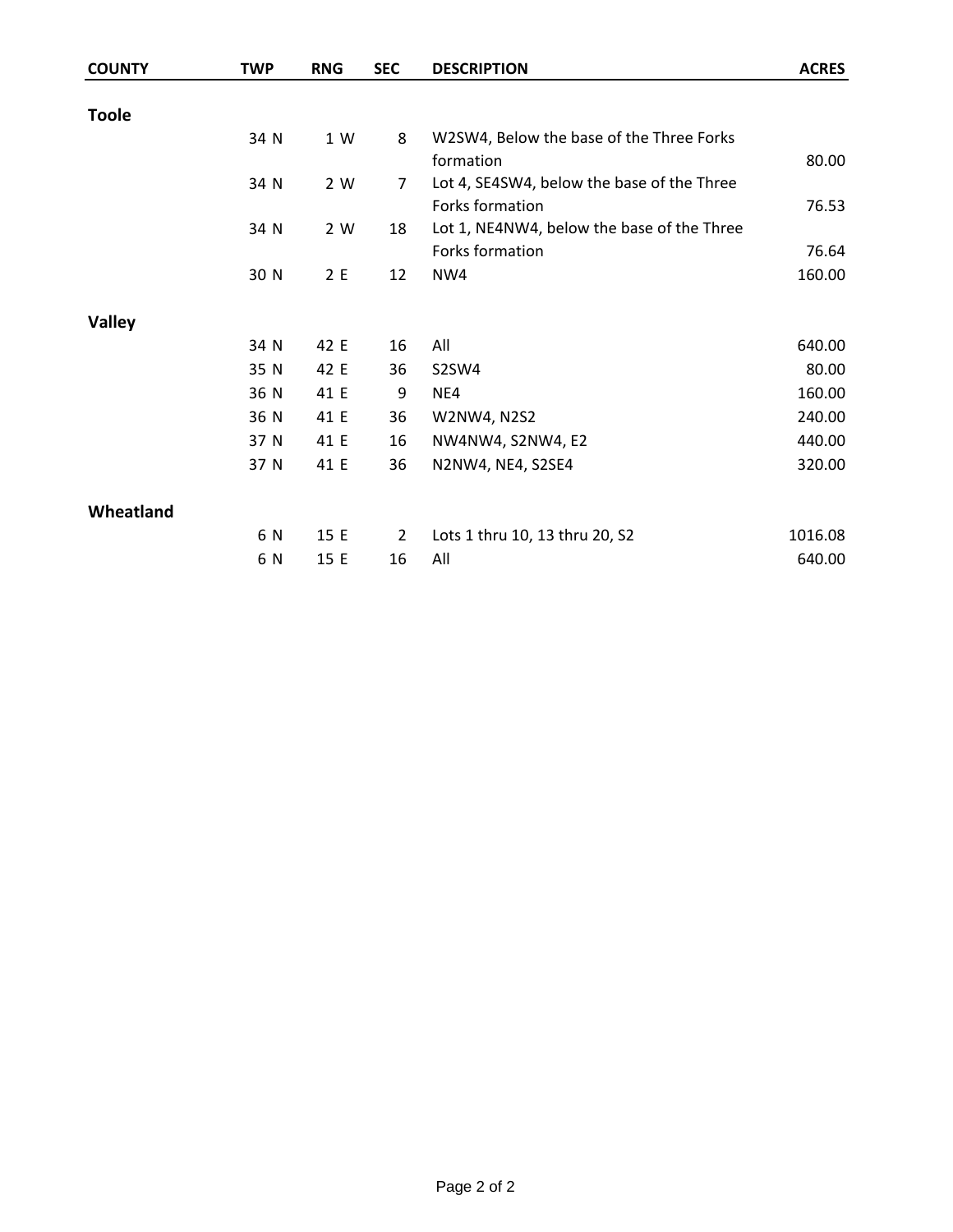| COUNTY | TWP | RNG | SEC | DESCRIPTION | ACRES |
|---|---|---|---|---|---|
| **Toole** | | | | | |
| | 34 N | 1 W | 8 | W2SW4, Below the base of the Three Forks formation | 80.00 |
| | 34 N | 2 W | 7 | Lot 4, SE4SW4, below the base of the Three Forks formation | 76.53 |
| | 34 N | 2 W | 18 | Lot 1, NE4NW4, below the base of the Three Forks formation | 76.64 |
| | 30 N | 2 E | 12 | NW4 | 160.00 |
| **Valley** | | | | | |
| | 34 N | 42 E | 16 | All | 640.00 |
| | 35 N | 42 E | 36 | S2SW4 | 80.00 |
| | 36 N | 41 E | 9 | NE4 | 160.00 |
| | 36 N | 41 E | 36 | W2NW4, N2S2 | 240.00 |
| | 37 N | 41 E | 16 | NW4NW4, S2NW4, E2 | 440.00 |
| | 37 N | 41 E | 36 | N2NW4, NE4, S2SE4 | 320.00 |
| **Wheatland** | | | | | |
| | 6 N | 15 E | 2 | Lots 1 thru 10, 13 thru 20, S2 | 1016.08 |
| | 6 N | 15 E | 16 | All | 640.00 |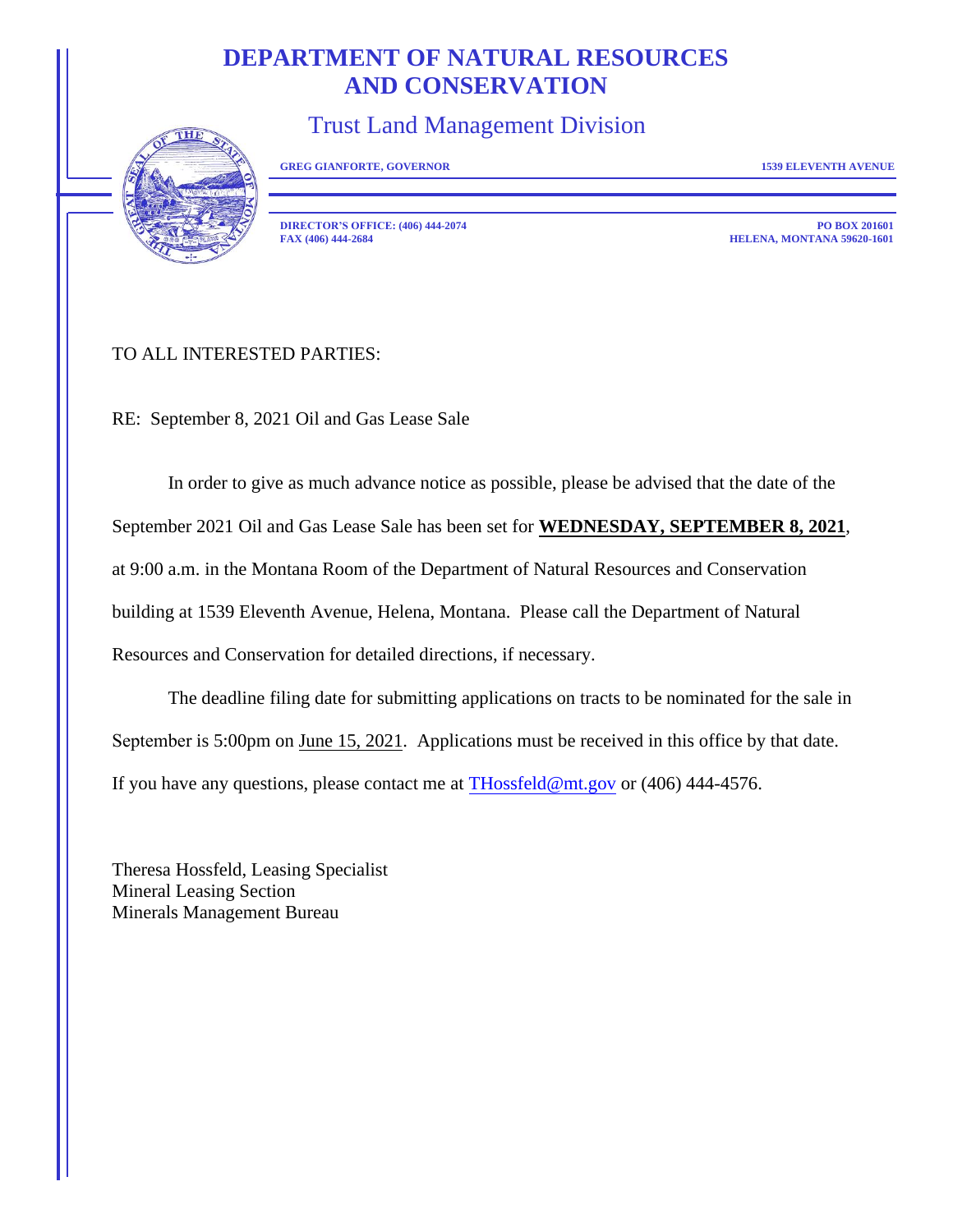# DEPARTMENT OF NATURAL RESOURCES AND CONSERVATION

## Trust Land Management Division

**GREG GIANFORTE, GOVERNOR** **1539 ELEVENTH AVENUE**

**DIRECTOR'S OFFICE: (406) 444-2074**
**FAX (406) 444-2684**

**PO BOX 201601**
**HELENA, MONTANA 59620-1601**

TO ALL INTERESTED PARTIES:

RE: September 8, 2021 Oil and Gas Lease Sale

In order to give as much advance notice as possible, please be advised that the date of the September 2021 Oil and Gas Lease Sale has been set for **WEDNESDAY, SEPTEMBER 8, 2021**, at 9:00 a.m. in the Montana Room of the Department of Natural Resources and Conservation building at 1539 Eleventh Avenue, Helena, Montana. Please call the Department of Natural Resources and Conservation for detailed directions, if necessary.

The deadline filing date for submitting applications on tracts to be nominated for the sale in September is 5:00pm on June 15, 2021. Applications must be received in this office by that date. If you have any questions, please contact me at THossfeld@mt.gov or (406) 444-4576.

Theresa Hossfeld, Leasing Specialist
Mineral Leasing Section
Minerals Management Bureau